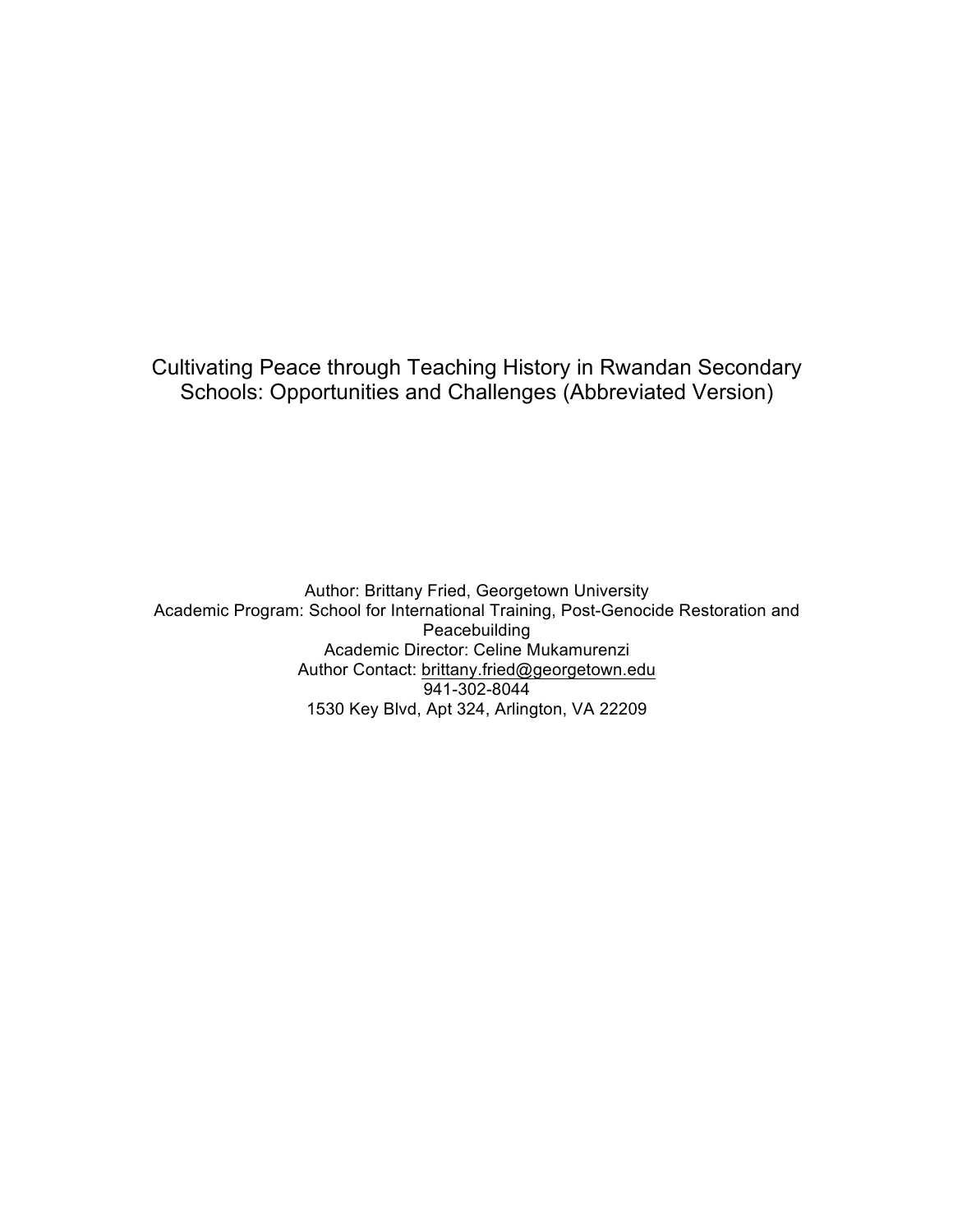# Cultivating Peace through Teaching History in Rwandan Secondary Schools: Opportunities and Challenges (Abbreviated Version)

Author: Brittany Fried, Georgetown University
Academic Program: School for International Training, Post-Genocide Restoration and Peacebuilding
Academic Director: Celine Mukamurenzi
Author Contact: brittany.fried@georgetown.edu
941-302-8044
1530 Key Blvd, Apt 324, Arlington, VA 22209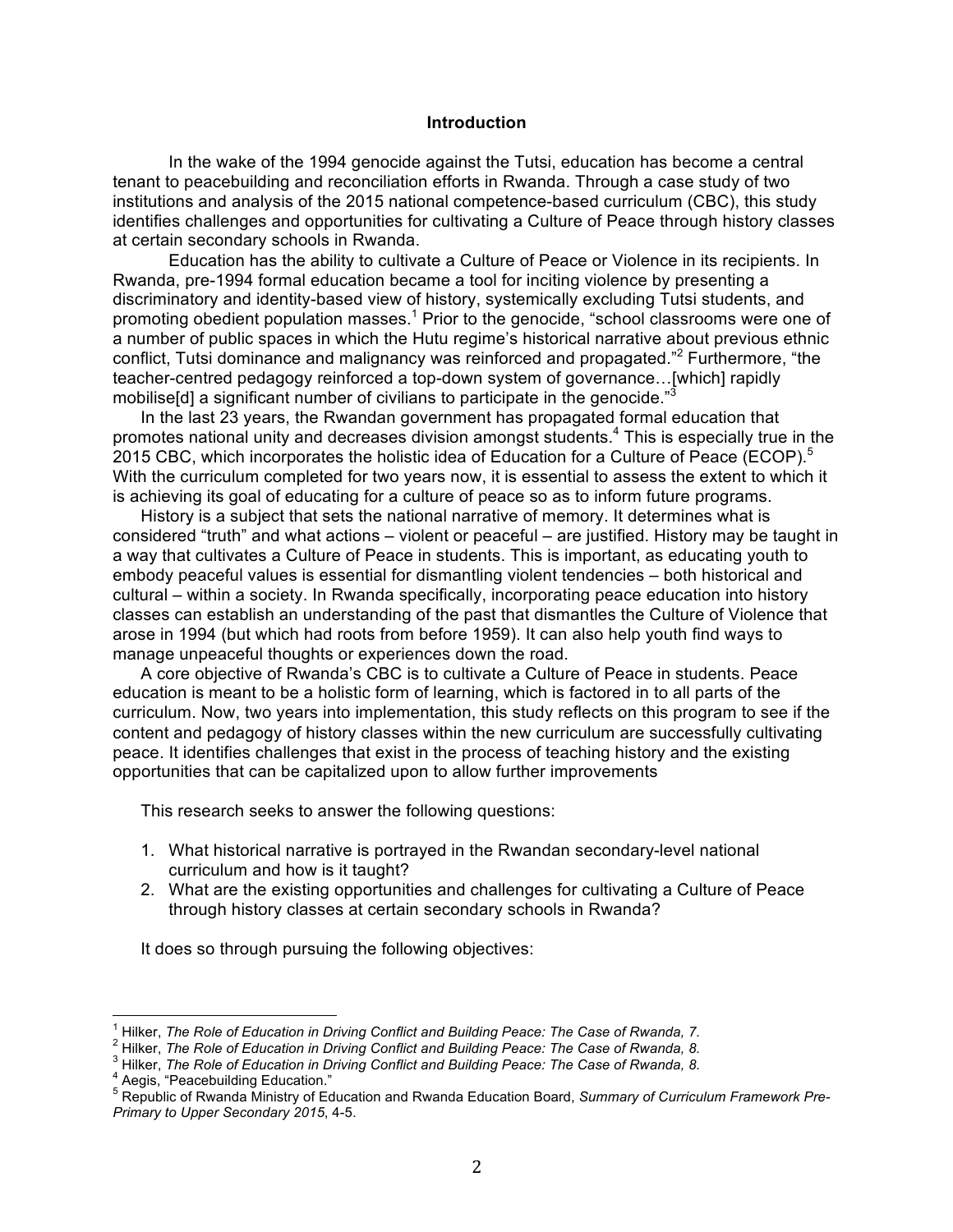## Introduction

In the wake of the 1994 genocide against the Tutsi, education has become a central tenant to peacebuilding and reconciliation efforts in Rwanda. Through a case study of two institutions and analysis of the 2015 national competence-based curriculum (CBC), this study identifies challenges and opportunities for cultivating a Culture of Peace through history classes at certain secondary schools in Rwanda.

Education has the ability to cultivate a Culture of Peace or Violence in its recipients. In Rwanda, pre-1994 formal education became a tool for inciting violence by presenting a discriminatory and identity-based view of history, systemically excluding Tutsi students, and promoting obedient population masses.[1] Prior to the genocide, "school classrooms were one of a number of public spaces in which the Hutu regime's historical narrative about previous ethnic conflict, Tutsi dominance and malignancy was reinforced and propagated."[2] Furthermore, "the teacher-centred pedagogy reinforced a top-down system of governance…[which] rapidly mobilise[d] a significant number of civilians to participate in the genocide."[3]

In the last 23 years, the Rwandan government has propagated formal education that promotes national unity and decreases division amongst students.[4] This is especially true in the 2015 CBC, which incorporates the holistic idea of Education for a Culture of Peace (ECOP).[5] With the curriculum completed for two years now, it is essential to assess the extent to which it is achieving its goal of educating for a culture of peace so as to inform future programs.

History is a subject that sets the national narrative of memory. It determines what is considered "truth" and what actions – violent or peaceful – are justified. History may be taught in a way that cultivates a Culture of Peace in students. This is important, as educating youth to embody peaceful values is essential for dismantling violent tendencies – both historical and cultural – within a society. In Rwanda specifically, incorporating peace education into history classes can establish an understanding of the past that dismantles the Culture of Violence that arose in 1994 (but which had roots from before 1959). It can also help youth find ways to manage unpeaceful thoughts or experiences down the road.

A core objective of Rwanda's CBC is to cultivate a Culture of Peace in students. Peace education is meant to be a holistic form of learning, which is factored in to all parts of the curriculum. Now, two years into implementation, this study reflects on this program to see if the content and pedagogy of history classes within the new curriculum are successfully cultivating peace. It identifies challenges that exist in the process of teaching history and the existing opportunities that can be capitalized upon to allow further improvements

This research seeks to answer the following questions:

1. What historical narrative is portrayed in the Rwandan secondary-level national curriculum and how is it taught?
2. What are the existing opportunities and challenges for cultivating a Culture of Peace through history classes at certain secondary schools in Rwanda?

It does so through pursuing the following objectives:

---

[1] Hilker, *The Role of Education in Driving Conflict and Building Peace: The Case of Rwanda, 7.*
[2] Hilker, *The Role of Education in Driving Conflict and Building Peace: The Case of Rwanda, 8.*
[3] Hilker, *The Role of Education in Driving Conflict and Building Peace: The Case of Rwanda, 8.*
[4] Aegis, "Peacebuilding Education."
[5] Republic of Rwanda Ministry of Education and Rwanda Education Board, *Summary of Curriculum Framework Pre-Primary to Upper Secondary 2015*, 4-5.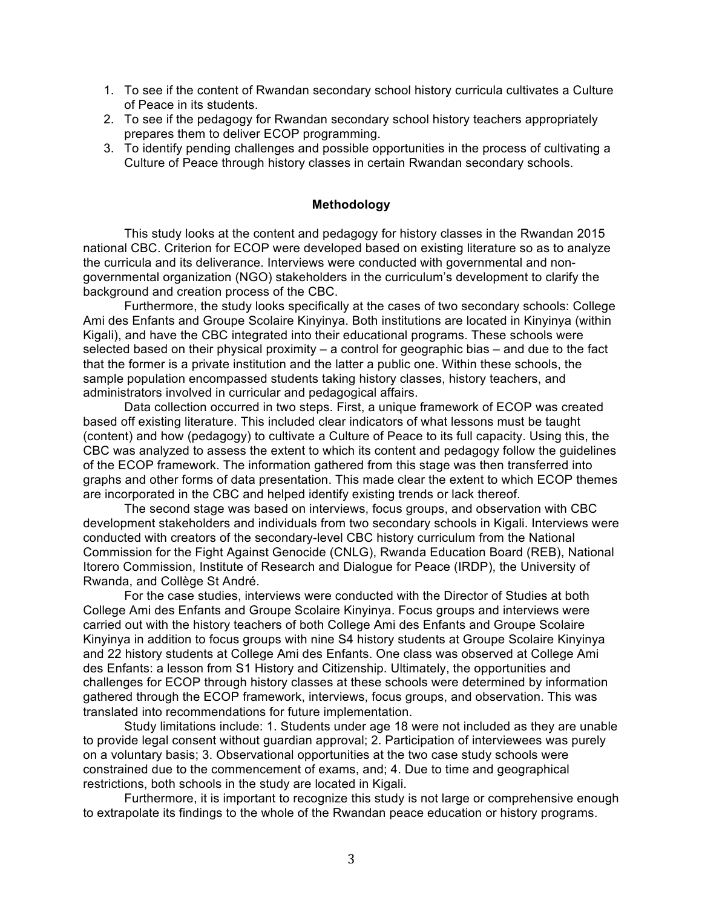1. To see if the content of Rwandan secondary school history curricula cultivates a Culture of Peace in its students.
2. To see if the pedagogy for Rwandan secondary school history teachers appropriately prepares them to deliver ECOP programming.
3. To identify pending challenges and possible opportunities in the process of cultivating a Culture of Peace through history classes in certain Rwandan secondary schools.

## Methodology

This study looks at the content and pedagogy for history classes in the Rwandan 2015 national CBC. Criterion for ECOP were developed based on existing literature so as to analyze the curricula and its deliverance. Interviews were conducted with governmental and non-governmental organization (NGO) stakeholders in the curriculum's development to clarify the background and creation process of the CBC.

Furthermore, the study looks specifically at the cases of two secondary schools: College Ami des Enfants and Groupe Scolaire Kinyinya. Both institutions are located in Kinyinya (within Kigali), and have the CBC integrated into their educational programs. These schools were selected based on their physical proximity – a control for geographic bias – and due to the fact that the former is a private institution and the latter a public one. Within these schools, the sample population encompassed students taking history classes, history teachers, and administrators involved in curricular and pedagogical affairs.

Data collection occurred in two steps. First, a unique framework of ECOP was created based off existing literature. This included clear indicators of what lessons must be taught (content) and how (pedagogy) to cultivate a Culture of Peace to its full capacity. Using this, the CBC was analyzed to assess the extent to which its content and pedagogy follow the guidelines of the ECOP framework. The information gathered from this stage was then transferred into graphs and other forms of data presentation. This made clear the extent to which ECOP themes are incorporated in the CBC and helped identify existing trends or lack thereof.

The second stage was based on interviews, focus groups, and observation with CBC development stakeholders and individuals from two secondary schools in Kigali. Interviews were conducted with creators of the secondary-level CBC history curriculum from the National Commission for the Fight Against Genocide (CNLG), Rwanda Education Board (REB), National Itorero Commission, Institute of Research and Dialogue for Peace (IRDP), the University of Rwanda, and Collège St André.

For the case studies, interviews were conducted with the Director of Studies at both College Ami des Enfants and Groupe Scolaire Kinyinya. Focus groups and interviews were carried out with the history teachers of both College Ami des Enfants and Groupe Scolaire Kinyinya in addition to focus groups with nine S4 history students at Groupe Scolaire Kinyinya and 22 history students at College Ami des Enfants. One class was observed at College Ami des Enfants: a lesson from S1 History and Citizenship. Ultimately, the opportunities and challenges for ECOP through history classes at these schools were determined by information gathered through the ECOP framework, interviews, focus groups, and observation. This was translated into recommendations for future implementation.

Study limitations include: 1. Students under age 18 were not included as they are unable to provide legal consent without guardian approval; 2. Participation of interviewees was purely on a voluntary basis; 3. Observational opportunities at the two case study schools were constrained due to the commencement of exams, and; 4. Due to time and geographical restrictions, both schools in the study are located in Kigali.

Furthermore, it is important to recognize this study is not large or comprehensive enough to extrapolate its findings to the whole of the Rwandan peace education or history programs.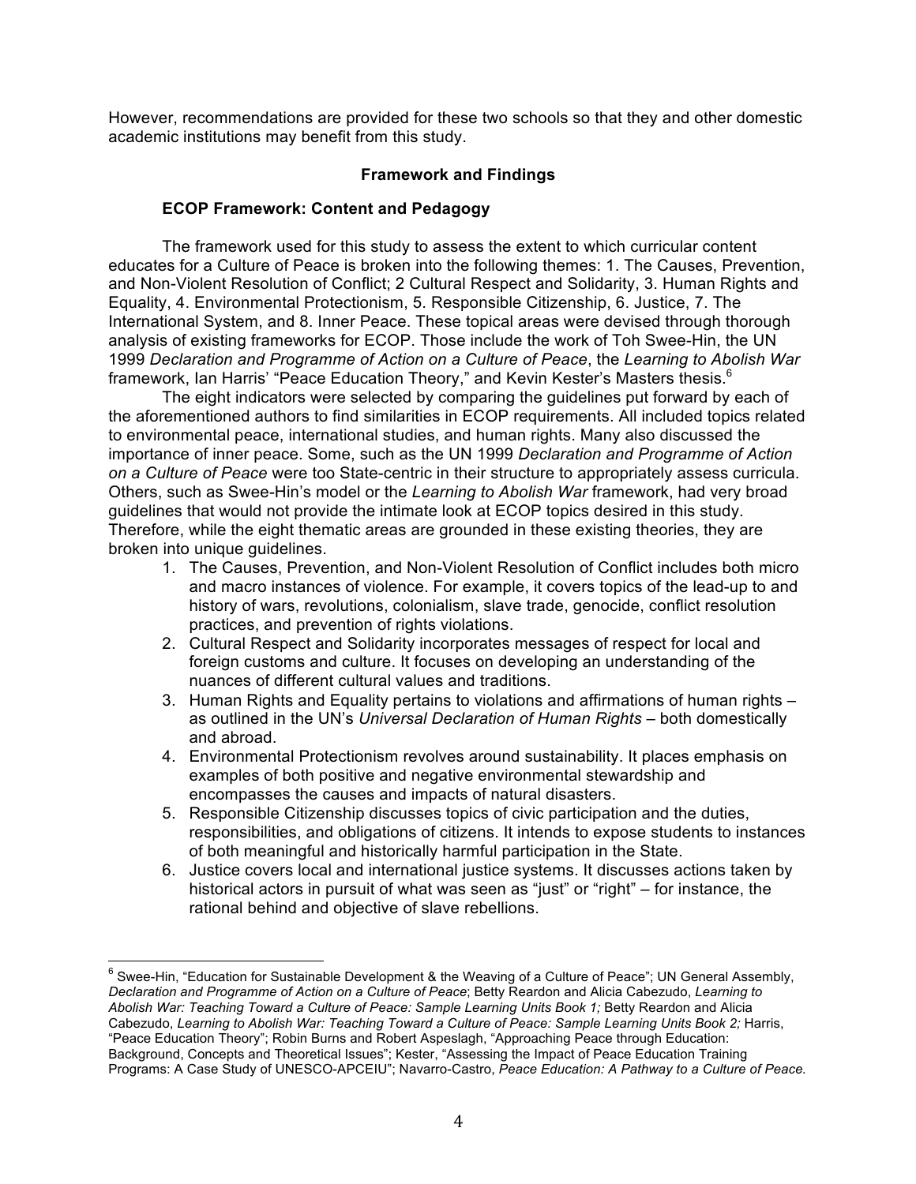However, recommendations are provided for these two schools so that they and other domestic academic institutions may benefit from this study.

## Framework and Findings

### ECOP Framework: Content and Pedagogy

The framework used for this study to assess the extent to which curricular content educates for a Culture of Peace is broken into the following themes: 1. The Causes, Prevention, and Non-Violent Resolution of Conflict; 2 Cultural Respect and Solidarity, 3. Human Rights and Equality, 4. Environmental Protectionism, 5. Responsible Citizenship, 6. Justice, 7. The International System, and 8. Inner Peace. These topical areas were devised through thorough analysis of existing frameworks for ECOP. Those include the work of Toh Swee-Hin, the UN 1999 *Declaration and Programme of Action on a Culture of Peace*, the *Learning to Abolish War* framework, Ian Harris' "Peace Education Theory," and Kevin Kester's Masters thesis.[6]

The eight indicators were selected by comparing the guidelines put forward by each of the aforementioned authors to find similarities in ECOP requirements. All included topics related to environmental peace, international studies, and human rights. Many also discussed the importance of inner peace. Some, such as the UN 1999 *Declaration and Programme of Action on a Culture of Peace* were too State-centric in their structure to appropriately assess curricula. Others, such as Swee-Hin's model or the *Learning to Abolish War* framework, had very broad guidelines that would not provide the intimate look at ECOP topics desired in this study. Therefore, while the eight thematic areas are grounded in these existing theories, they are broken into unique guidelines.

1. The Causes, Prevention, and Non-Violent Resolution of Conflict includes both micro and macro instances of violence. For example, it covers topics of the lead-up to and history of wars, revolutions, colonialism, slave trade, genocide, conflict resolution practices, and prevention of rights violations.
2. Cultural Respect and Solidarity incorporates messages of respect for local and foreign customs and culture. It focuses on developing an understanding of the nuances of different cultural values and traditions.
3. Human Rights and Equality pertains to violations and affirmations of human rights – as outlined in the UN's *Universal Declaration of Human Rights* – both domestically and abroad.
4. Environmental Protectionism revolves around sustainability. It places emphasis on examples of both positive and negative environmental stewardship and encompasses the causes and impacts of natural disasters.
5. Responsible Citizenship discusses topics of civic participation and the duties, responsibilities, and obligations of citizens. It intends to expose students to instances of both meaningful and historically harmful participation in the State.
6. Justice covers local and international justice systems. It discusses actions taken by historical actors in pursuit of what was seen as "just" or "right" – for instance, the rational behind and objective of slave rebellions.

---

[6] Swee-Hin, "Education for Sustainable Development & the Weaving of a Culture of Peace"; UN General Assembly, *Declaration and Programme of Action on a Culture of Peace*; Betty Reardon and Alicia Cabezudo, *Learning to Abolish War: Teaching Toward a Culture of Peace: Sample Learning Units Book 1;* Betty Reardon and Alicia Cabezudo, *Learning to Abolish War: Teaching Toward a Culture of Peace: Sample Learning Units Book 2;* Harris, "Peace Education Theory"; Robin Burns and Robert Aspeslagh, "Approaching Peace through Education: Background, Concepts and Theoretical Issues"; Kester, "Assessing the Impact of Peace Education Training Programs: A Case Study of UNESCO-APCEIU"; Navarro-Castro, *Peace Education: A Pathway to a Culture of Peace.*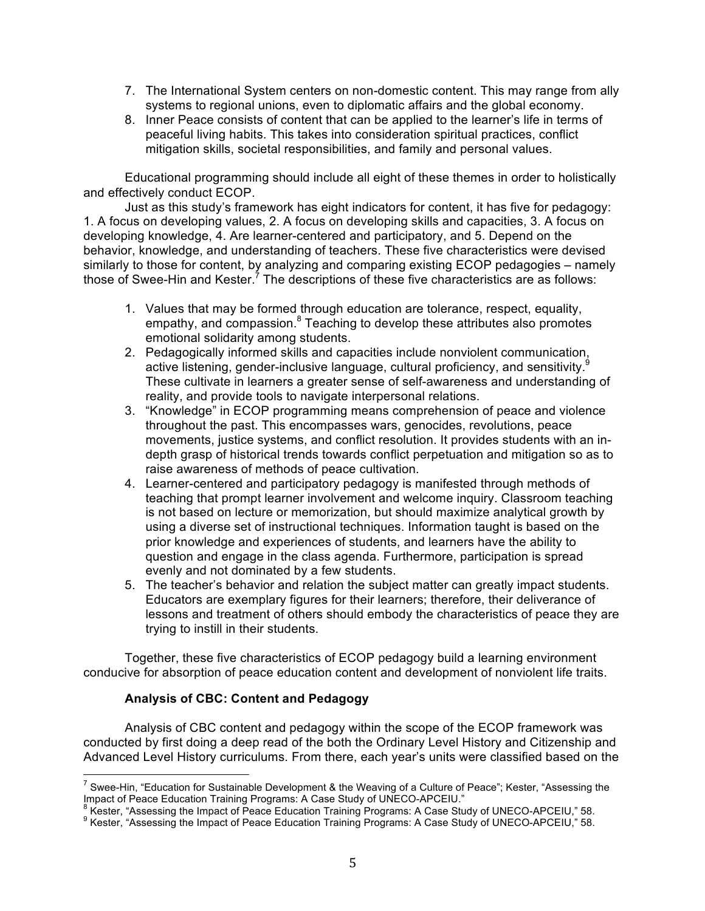7. The International System centers on non-domestic content. This may range from ally systems to regional unions, even to diplomatic affairs and the global economy.
8. Inner Peace consists of content that can be applied to the learner's life in terms of peaceful living habits. This takes into consideration spiritual practices, conflict mitigation skills, societal responsibilities, and family and personal values.

Educational programming should include all eight of these themes in order to holistically and effectively conduct ECOP.

Just as this study's framework has eight indicators for content, it has five for pedagogy: 1. A focus on developing values, 2. A focus on developing skills and capacities, 3. A focus on developing knowledge, 4. Are learner-centered and participatory, and 5. Depend on the behavior, knowledge, and understanding of teachers. These five characteristics were devised similarly to those for content, by analyzing and comparing existing ECOP pedagogies – namely those of Swee-Hin and Kester.[7] The descriptions of these five characteristics are as follows:

1. Values that may be formed through education are tolerance, respect, equality, empathy, and compassion.[8] Teaching to develop these attributes also promotes emotional solidarity among students.
2. Pedagogically informed skills and capacities include nonviolent communication, active listening, gender-inclusive language, cultural proficiency, and sensitivity.[9] These cultivate in learners a greater sense of self-awareness and understanding of reality, and provide tools to navigate interpersonal relations.
3. "Knowledge" in ECOP programming means comprehension of peace and violence throughout the past. This encompasses wars, genocides, revolutions, peace movements, justice systems, and conflict resolution. It provides students with an in-depth grasp of historical trends towards conflict perpetuation and mitigation so as to raise awareness of methods of peace cultivation.
4. Learner-centered and participatory pedagogy is manifested through methods of teaching that prompt learner involvement and welcome inquiry. Classroom teaching is not based on lecture or memorization, but should maximize analytical growth by using a diverse set of instructional techniques. Information taught is based on the prior knowledge and experiences of students, and learners have the ability to question and engage in the class agenda. Furthermore, participation is spread evenly and not dominated by a few students.
5. The teacher's behavior and relation the subject matter can greatly impact students. Educators are exemplary figures for their learners; therefore, their deliverance of lessons and treatment of others should embody the characteristics of peace they are trying to instill in their students.

Together, these five characteristics of ECOP pedagogy build a learning environment conducive for absorption of peace education content and development of nonviolent life traits.

**Analysis of CBC: Content and Pedagogy**

Analysis of CBC content and pedagogy within the scope of the ECOP framework was conducted by first doing a deep read of the both the Ordinary Level History and Citizenship and Advanced Level History curriculums. From there, each year's units were classified based on the

---

[7] Swee-Hin, "Education for Sustainable Development & the Weaving of a Culture of Peace"; Kester, "Assessing the Impact of Peace Education Training Programs: A Case Study of UNECO-APCEIU."

[8] Kester, "Assessing the Impact of Peace Education Training Programs: A Case Study of UNECO-APCEIU," 58.

[9] Kester, "Assessing the Impact of Peace Education Training Programs: A Case Study of UNECO-APCEIU," 58.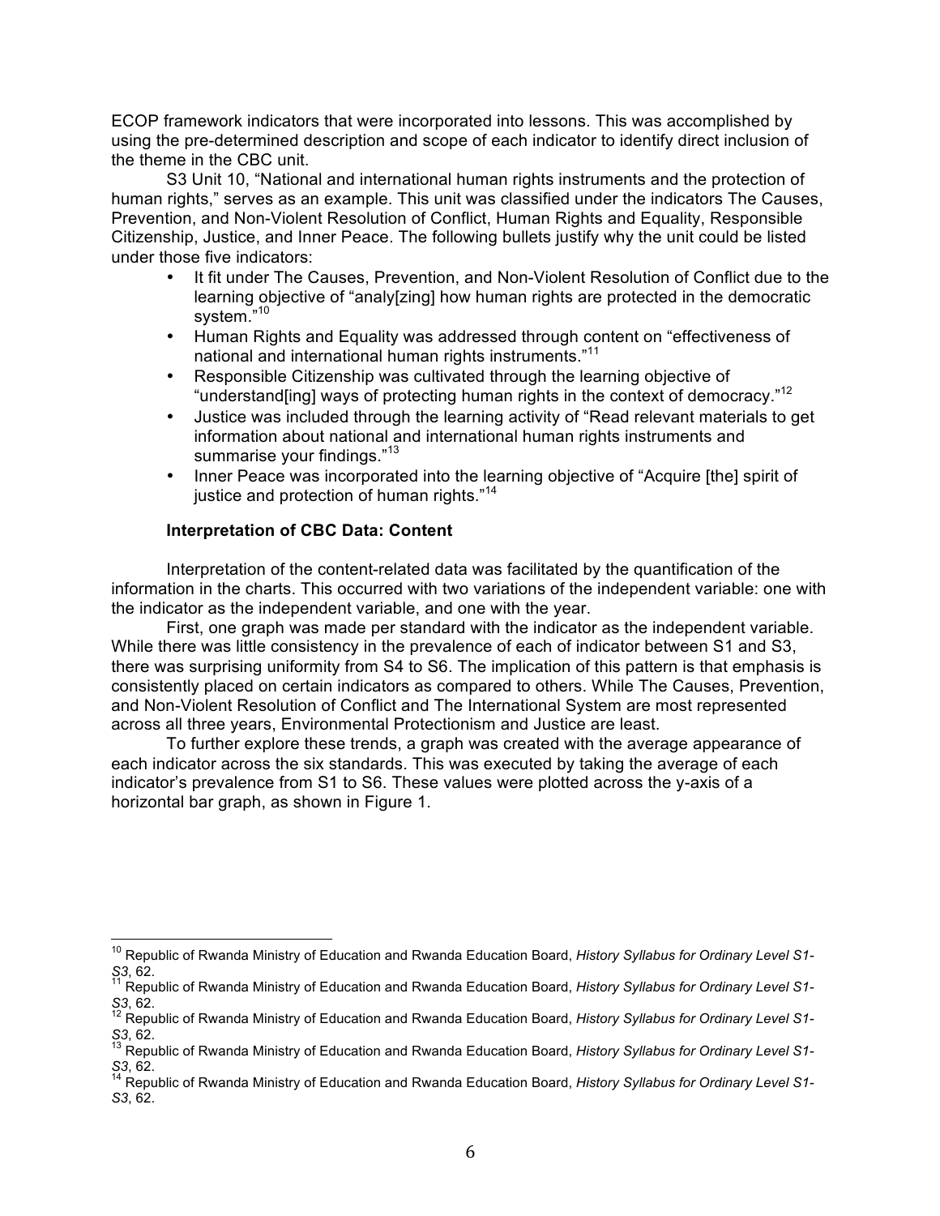ECOP framework indicators that were incorporated into lessons. This was accomplished by using the pre-determined description and scope of each indicator to identify direct inclusion of the theme in the CBC unit.

S3 Unit 10, "National and international human rights instruments and the protection of human rights," serves as an example. This unit was classified under the indicators The Causes, Prevention, and Non-Violent Resolution of Conflict, Human Rights and Equality, Responsible Citizenship, Justice, and Inner Peace. The following bullets justify why the unit could be listed under those five indicators:

- It fit under The Causes, Prevention, and Non-Violent Resolution of Conflict due to the learning objective of "analy[zing] how human rights are protected in the democratic system."[10]
- Human Rights and Equality was addressed through content on "effectiveness of national and international human rights instruments."[11]
- Responsible Citizenship was cultivated through the learning objective of "understand[ing] ways of protecting human rights in the context of democracy."[12]
- Justice was included through the learning activity of "Read relevant materials to get information about national and international human rights instruments and summarise your findings."[13]
- Inner Peace was incorporated into the learning objective of "Acquire [the] spirit of justice and protection of human rights."[14]

### Interpretation of CBC Data: Content

Interpretation of the content-related data was facilitated by the quantification of the information in the charts. This occurred with two variations of the independent variable: one with the indicator as the independent variable, and one with the year.

First, one graph was made per standard with the indicator as the independent variable. While there was little consistency in the prevalence of each of indicator between S1 and S3, there was surprising uniformity from S4 to S6. The implication of this pattern is that emphasis is consistently placed on certain indicators as compared to others. While The Causes, Prevention, and Non-Violent Resolution of Conflict and The International System are most represented across all three years, Environmental Protectionism and Justice are least.

To further explore these trends, a graph was created with the average appearance of each indicator across the six standards. This was executed by taking the average of each indicator's prevalence from S1 to S6. These values were plotted across the y-axis of a horizontal bar graph, as shown in Figure 1.

---

[10] Republic of Rwanda Ministry of Education and Rwanda Education Board, *History Syllabus for Ordinary Level S1-S3*, 62.

[11] Republic of Rwanda Ministry of Education and Rwanda Education Board, *History Syllabus for Ordinary Level S1-S3*, 62.

[12] Republic of Rwanda Ministry of Education and Rwanda Education Board, *History Syllabus for Ordinary Level S1-S3*, 62.

[13] Republic of Rwanda Ministry of Education and Rwanda Education Board, *History Syllabus for Ordinary Level S1-S3*, 62.

[14] Republic of Rwanda Ministry of Education and Rwanda Education Board, *History Syllabus for Ordinary Level S1-S3*, 62.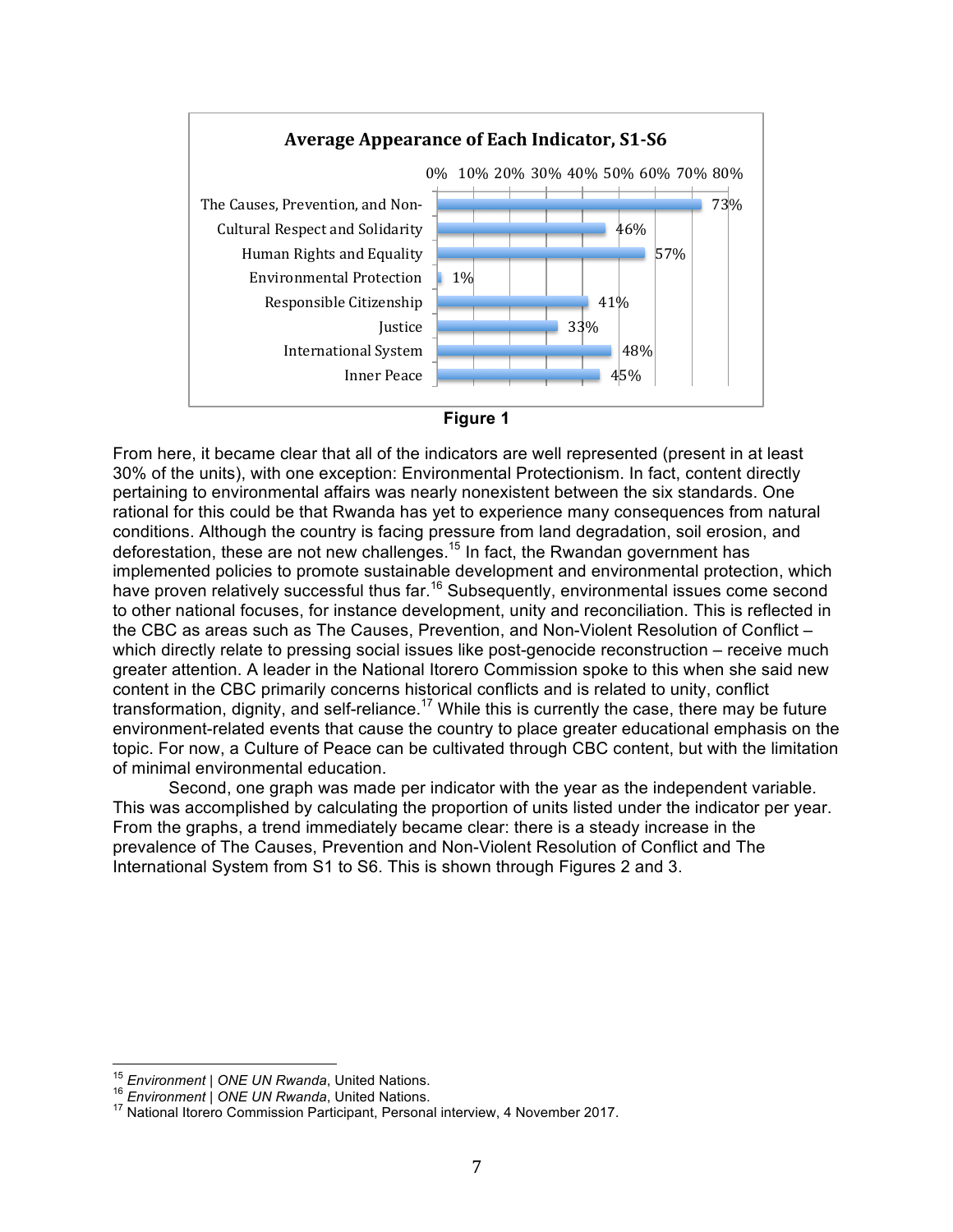**Average Appearance of Each Indicator, S1-S6**

| Indicator | Average Appearance |
|---|---|
| The Causes, Prevention, and Non- | 73% |
| Cultural Respect and Solidarity | 46% |
| Human Rights and Equality | 57% |
| Environmental Protection | 1% |
| Responsible Citizenship | 41% |
| Justice | 33% |
| International System | 48% |
| Inner Peace | 45% |

**Figure 1**

From here, it became clear that all of the indicators are well represented (present in at least 30% of the units), with one exception: Environmental Protectionism. In fact, content directly pertaining to environmental affairs was nearly nonexistent between the six standards. One rational for this could be that Rwanda has yet to experience many consequences from natural conditions. Although the country is facing pressure from land degradation, soil erosion, and deforestation, these are not new challenges.[15] In fact, the Rwandan government has implemented policies to promote sustainable development and environmental protection, which have proven relatively successful thus far.[16] Subsequently, environmental issues come second to other national focuses, for instance development, unity and reconciliation. This is reflected in the CBC as areas such as The Causes, Prevention, and Non-Violent Resolution of Conflict – which directly relate to pressing social issues like post-genocide reconstruction – receive much greater attention. A leader in the National Itorero Commission spoke to this when she said new content in the CBC primarily concerns historical conflicts and is related to unity, conflict transformation, dignity, and self-reliance.[17] While this is currently the case, there may be future environment-related events that cause the country to place greater educational emphasis on the topic. For now, a Culture of Peace can be cultivated through CBC content, but with the limitation of minimal environmental education.

Second, one graph was made per indicator with the year as the independent variable. This was accomplished by calculating the proportion of units listed under the indicator per year. From the graphs, a trend immediately became clear: there is a steady increase in the prevalence of The Causes, Prevention and Non-Violent Resolution of Conflict and The International System from S1 to S6. This is shown through Figures 2 and 3.

---

[15] *Environment | ONE UN Rwanda*, United Nations.

[16] *Environment | ONE UN Rwanda*, United Nations.

[17] National Itorero Commission Participant, Personal interview, 4 November 2017.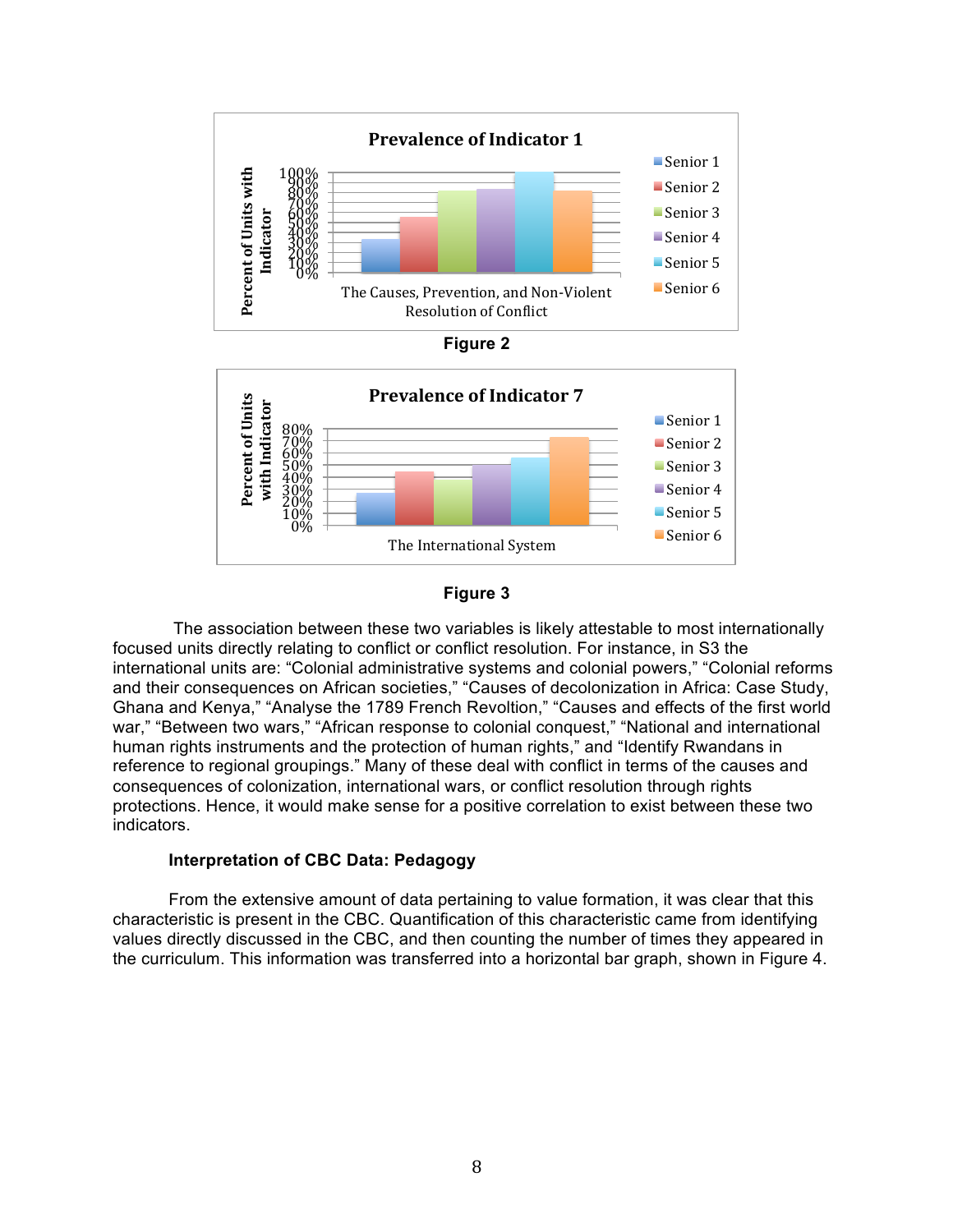**Figure 2**

**Figure 3**

The association between these two variables is likely attestable to most internationally focused units directly relating to conflict or conflict resolution. For instance, in S3 the international units are: "Colonial administrative systems and colonial powers," "Colonial reforms and their consequences on African societies," "Causes of decolonization in Africa: Case Study, Ghana and Kenya," "Analyse the 1789 French Revoltion," "Causes and effects of the first world war," "Between two wars," "African response to colonial conquest," "National and international human rights instruments and the protection of human rights," and "Identify Rwandans in reference to regional groupings." Many of these deal with conflict in terms of the causes and consequences of colonization, international wars, or conflict resolution through rights protections. Hence, it would make sense for a positive correlation to exist between these two indicators.

**Interpretation of CBC Data: Pedagogy**

From the extensive amount of data pertaining to value formation, it was clear that this characteristic is present in the CBC. Quantification of this characteristic came from identifying values directly discussed in the CBC, and then counting the number of times they appeared in the curriculum. This information was transferred into a horizontal bar graph, shown in Figure 4.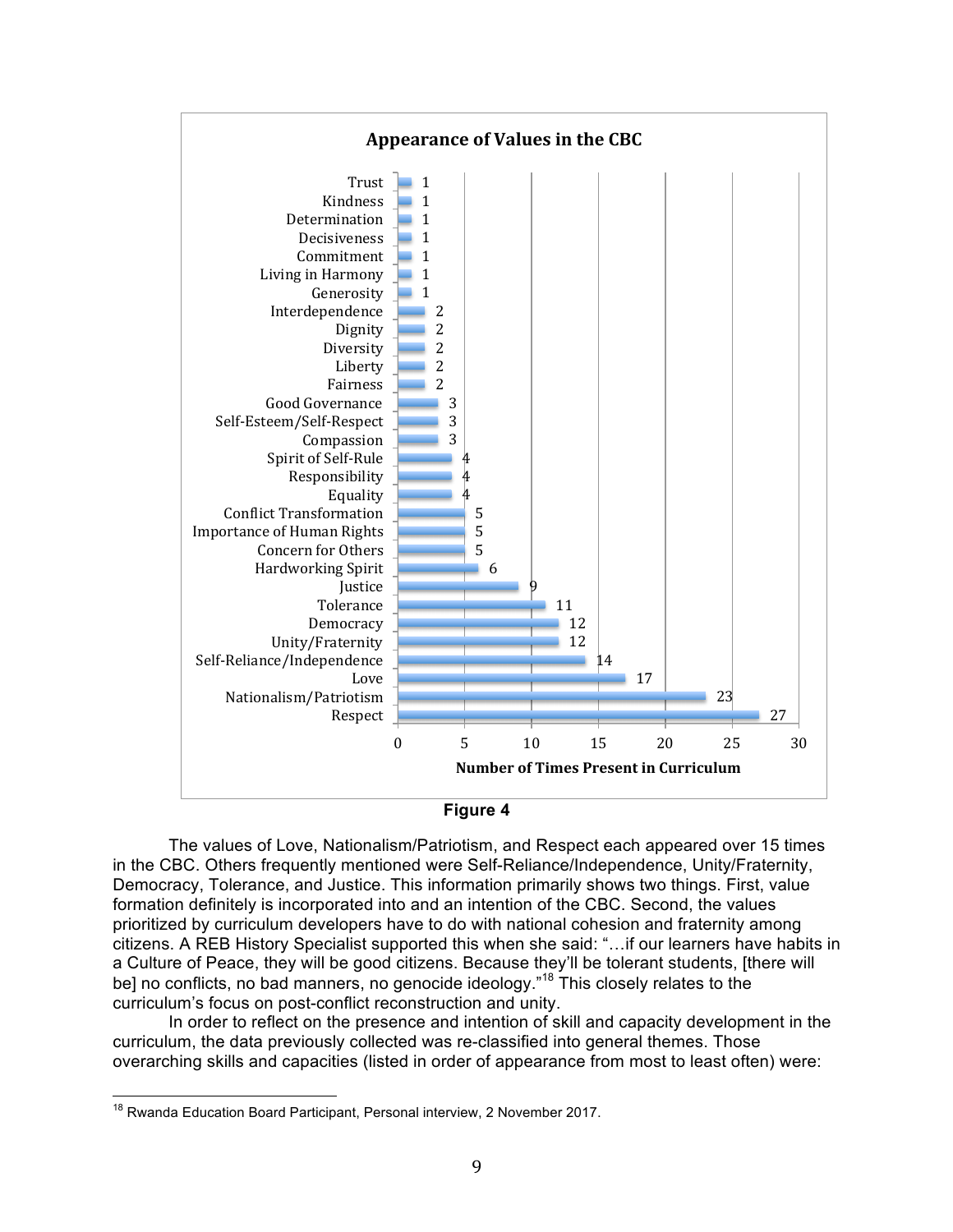**Appearance of Values in the CBC**

| Value | Number of Times Present in Curriculum |
|---|---|
| Trust | 1 |
| Kindness | 1 |
| Determination | 1 |
| Decisiveness | 1 |
| Commitment | 1 |
| Living in Harmony | 1 |
| Generosity | 1 |
| Interdependence | 2 |
| Dignity | 2 |
| Diversity | 2 |
| Liberty | 2 |
| Fairness | 2 |
| Good Governance | 3 |
| Self-Esteem/Self-Respect | 3 |
| Compassion | 3 |
| Spirit of Self-Rule | 4 |
| Responsibility | 4 |
| Equality | 4 |
| Conflict Transformation | 5 |
| Importance of Human Rights | 5 |
| Concern for Others | 5 |
| Hardworking Spirit | 6 |
| Justice | 9 |
| Tolerance | 11 |
| Democracy | 12 |
| Unity/Fraternity | 12 |
| Self-Reliance/Independence | 14 |
| Love | 17 |
| Nationalism/Patriotism | 23 |
| Respect | 27 |

**Figure 4**

The values of Love, Nationalism/Patriotism, and Respect each appeared over 15 times in the CBC. Others frequently mentioned were Self-Reliance/Independence, Unity/Fraternity, Democracy, Tolerance, and Justice. This information primarily shows two things. First, value formation definitely is incorporated into and an intention of the CBC. Second, the values prioritized by curriculum developers have to do with national cohesion and fraternity among citizens. A REB History Specialist supported this when she said: "…if our learners have habits in a Culture of Peace, they will be good citizens. Because they'll be tolerant students, [there will be] no conflicts, no bad manners, no genocide ideology."[18] This closely relates to the curriculum's focus on post-conflict reconstruction and unity.

In order to reflect on the presence and intention of skill and capacity development in the curriculum, the data previously collected was re-classified into general themes. Those overarching skills and capacities (listed in order of appearance from most to least often) were:

---

[18] Rwanda Education Board Participant, Personal interview, 2 November 2017.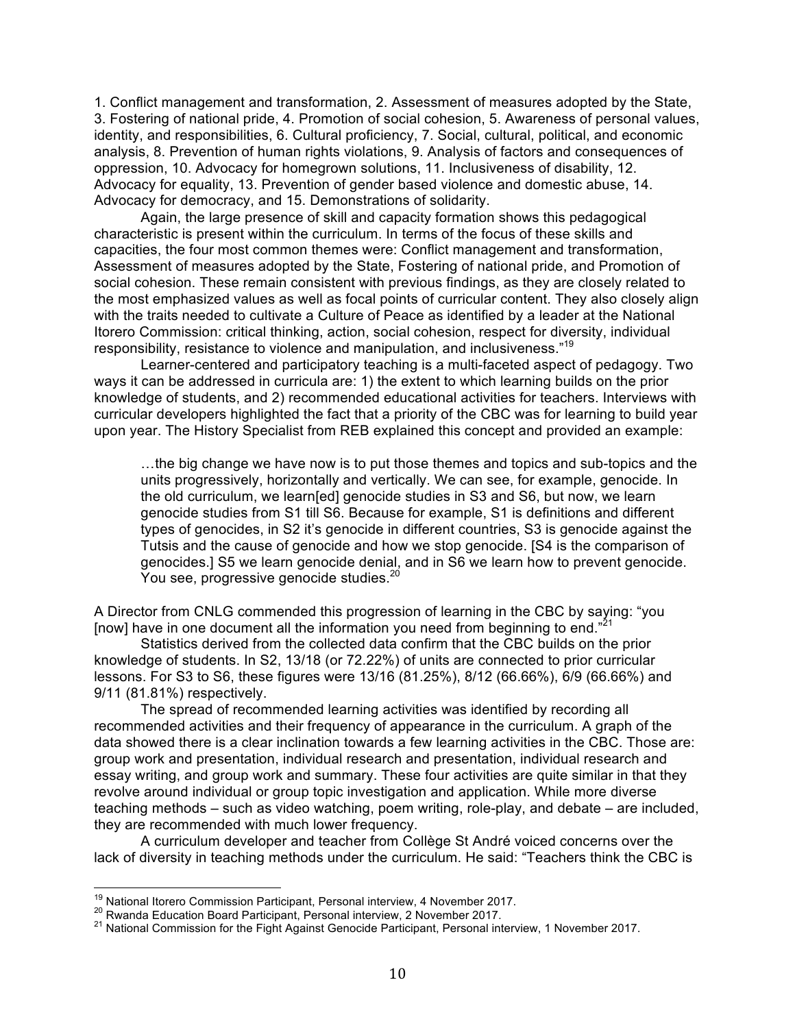1. Conflict management and transformation, 2. Assessment of measures adopted by the State, 3. Fostering of national pride, 4. Promotion of social cohesion, 5. Awareness of personal values, identity, and responsibilities, 6. Cultural proficiency, 7. Social, cultural, political, and economic analysis, 8. Prevention of human rights violations, 9. Analysis of factors and consequences of oppression, 10. Advocacy for homegrown solutions, 11. Inclusiveness of disability, 12. Advocacy for equality, 13. Prevention of gender based violence and domestic abuse, 14. Advocacy for democracy, and 15. Demonstrations of solidarity.

Again, the large presence of skill and capacity formation shows this pedagogical characteristic is present within the curriculum. In terms of the focus of these skills and capacities, the four most common themes were: Conflict management and transformation, Assessment of measures adopted by the State, Fostering of national pride, and Promotion of social cohesion. These remain consistent with previous findings, as they are closely related to the most emphasized values as well as focal points of curricular content. They also closely align with the traits needed to cultivate a Culture of Peace as identified by a leader at the National Itorero Commission: critical thinking, action, social cohesion, respect for diversity, individual responsibility, resistance to violence and manipulation, and inclusiveness."[19]

Learner-centered and participatory teaching is a multi-faceted aspect of pedagogy. Two ways it can be addressed in curricula are: 1) the extent to which learning builds on the prior knowledge of students, and 2) recommended educational activities for teachers. Interviews with curricular developers highlighted the fact that a priority of the CBC was for learning to build year upon year. The History Specialist from REB explained this concept and provided an example:

> …the big change we have now is to put those themes and topics and sub-topics and the units progressively, horizontally and vertically. We can see, for example, genocide. In the old curriculum, we learn[ed] genocide studies in S3 and S6, but now, we learn genocide studies from S1 till S6. Because for example, S1 is definitions and different types of genocides, in S2 it's genocide in different countries, S3 is genocide against the Tutsis and the cause of genocide and how we stop genocide. [S4 is the comparison of genocides.] S5 we learn genocide denial, and in S6 we learn how to prevent genocide. You see, progressive genocide studies.[20]

A Director from CNLG commended this progression of learning in the CBC by saying: "you [now] have in one document all the information you need from beginning to end."[21]

Statistics derived from the collected data confirm that the CBC builds on the prior knowledge of students. In S2, 13/18 (or 72.22%) of units are connected to prior curricular lessons. For S3 to S6, these figures were 13/16 (81.25%), 8/12 (66.66%), 6/9 (66.66%) and 9/11 (81.81%) respectively.

The spread of recommended learning activities was identified by recording all recommended activities and their frequency of appearance in the curriculum. A graph of the data showed there is a clear inclination towards a few learning activities in the CBC. Those are: group work and presentation, individual research and presentation, individual research and essay writing, and group work and summary. These four activities are quite similar in that they revolve around individual or group topic investigation and application. While more diverse teaching methods – such as video watching, poem writing, role-play, and debate – are included, they are recommended with much lower frequency.

A curriculum developer and teacher from Collège St André voiced concerns over the lack of diversity in teaching methods under the curriculum. He said: "Teachers think the CBC is

---

[19] National Itorero Commission Participant, Personal interview, 4 November 2017.
[20] Rwanda Education Board Participant, Personal interview, 2 November 2017.
[21] National Commission for the Fight Against Genocide Participant, Personal interview, 1 November 2017.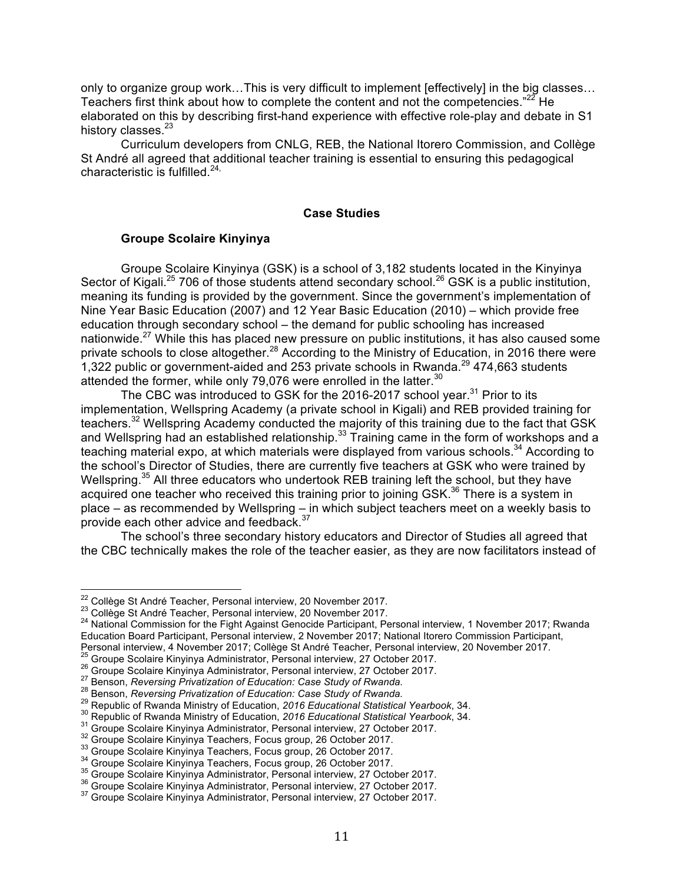only to organize group work…This is very difficult to implement [effectively] in the big classes… Teachers first think about how to complete the content and not the competencies."[22] He elaborated on this by describing first-hand experience with effective role-play and debate in S1 history classes.[23]

Curriculum developers from CNLG, REB, the National Itorero Commission, and Collège St André all agreed that additional teacher training is essential to ensuring this pedagogical characteristic is fulfilled.[24,]

**Case Studies**

**Groupe Scolaire Kinyinya**

Groupe Scolaire Kinyinya (GSK) is a school of 3,182 students located in the Kinyinya Sector of Kigali.[25] 706 of those students attend secondary school.[26] GSK is a public institution, meaning its funding is provided by the government. Since the government's implementation of Nine Year Basic Education (2007) and 12 Year Basic Education (2010) – which provide free education through secondary school – the demand for public schooling has increased nationwide.[27] While this has placed new pressure on public institutions, it has also caused some private schools to close altogether.[28] According to the Ministry of Education, in 2016 there were 1,322 public or government-aided and 253 private schools in Rwanda.[29] 474,663 students attended the former, while only 79,076 were enrolled in the latter.[30]

The CBC was introduced to GSK for the 2016-2017 school year.[31] Prior to its implementation, Wellspring Academy (a private school in Kigali) and REB provided training for teachers.[32] Wellspring Academy conducted the majority of this training due to the fact that GSK and Wellspring had an established relationship.[33] Training came in the form of workshops and a teaching material expo, at which materials were displayed from various schools.[34] According to the school's Director of Studies, there are currently five teachers at GSK who were trained by Wellspring.[35] All three educators who undertook REB training left the school, but they have acquired one teacher who received this training prior to joining GSK.[36] There is a system in place – as recommended by Wellspring – in which subject teachers meet on a weekly basis to provide each other advice and feedback.[37]

The school's three secondary history educators and Director of Studies all agreed that the CBC technically makes the role of the teacher easier, as they are now facilitators instead of

---

[22] Collège St André Teacher, Personal interview, 20 November 2017.

[23] Collège St André Teacher, Personal interview, 20 November 2017.

[24] National Commission for the Fight Against Genocide Participant, Personal interview, 1 November 2017; Rwanda Education Board Participant, Personal interview, 2 November 2017; National Itorero Commission Participant, Personal interview, 4 November 2017; Collège St André Teacher, Personal interview, 20 November 2017.

[25] Groupe Scolaire Kinyinya Administrator, Personal interview, 27 October 2017.

[26] Groupe Scolaire Kinyinya Administrator, Personal interview, 27 October 2017.

[27] Benson, *Reversing Privatization of Education: Case Study of Rwanda.*

[28] Benson, *Reversing Privatization of Education: Case Study of Rwanda.*

[29] Republic of Rwanda Ministry of Education, *2016 Educational Statistical Yearbook*, 34.

[30] Republic of Rwanda Ministry of Education, *2016 Educational Statistical Yearbook*, 34.

[31] Groupe Scolaire Kinyinya Administrator, Personal interview, 27 October 2017.

[32] Groupe Scolaire Kinyinya Teachers, Focus group, 26 October 2017.

[33] Groupe Scolaire Kinyinya Teachers, Focus group, 26 October 2017.

[34] Groupe Scolaire Kinyinya Teachers, Focus group, 26 October 2017.

[35] Groupe Scolaire Kinyinya Administrator, Personal interview, 27 October 2017.

[36] Groupe Scolaire Kinyinya Administrator, Personal interview, 27 October 2017.

[37] Groupe Scolaire Kinyinya Administrator, Personal interview, 27 October 2017.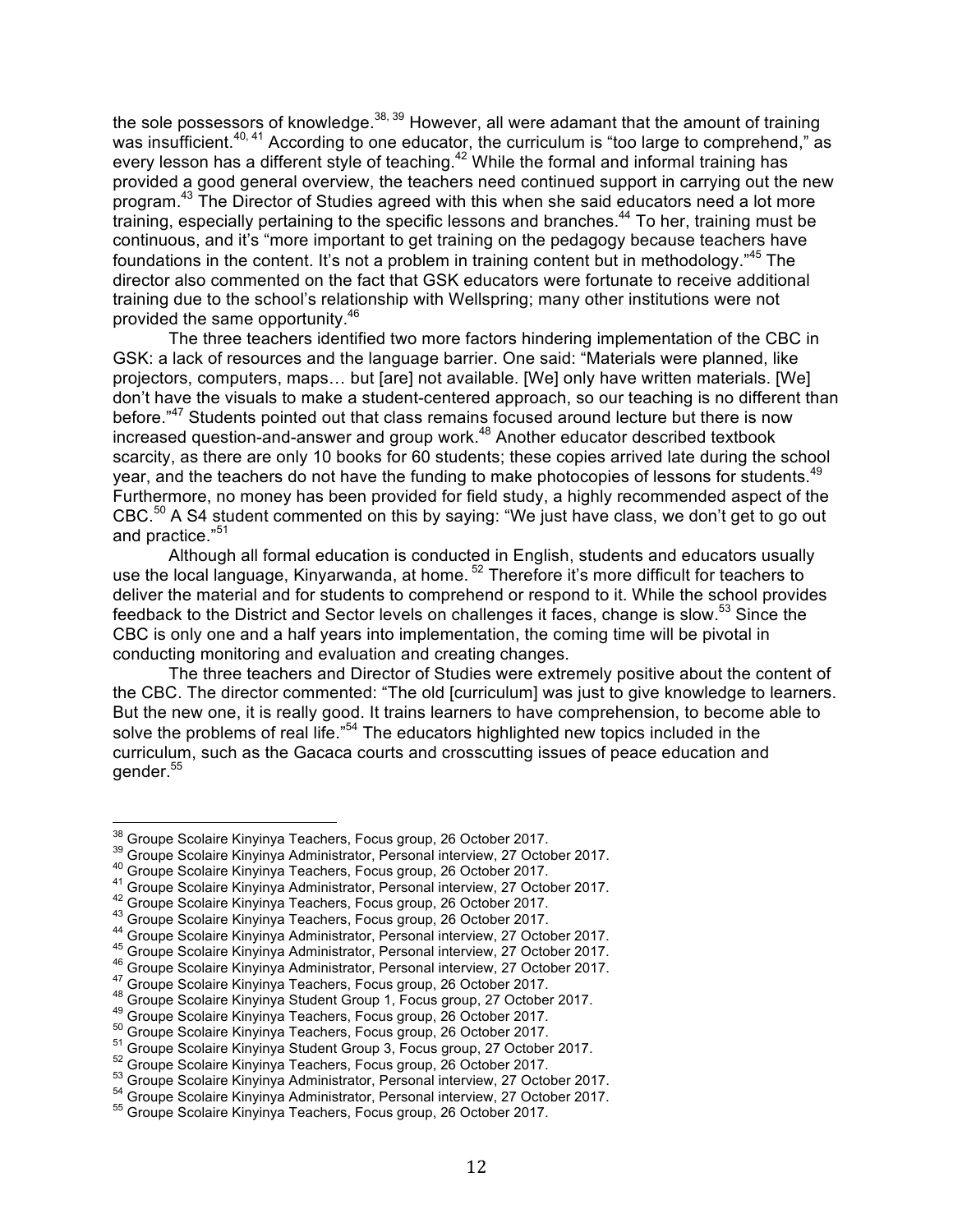the sole possessors of knowledge.[38, 39] However, all were adamant that the amount of training was insufficient.[40, 41] According to one educator, the curriculum is "too large to comprehend," as every lesson has a different style of teaching.[42] While the formal and informal training has provided a good general overview, the teachers need continued support in carrying out the new program.[43] The Director of Studies agreed with this when she said educators need a lot more training, especially pertaining to the specific lessons and branches.[44] To her, training must be continuous, and it's "more important to get training on the pedagogy because teachers have foundations in the content. It's not a problem in training content but in methodology."[45] The director also commented on the fact that GSK educators were fortunate to receive additional training due to the school's relationship with Wellspring; many other institutions were not provided the same opportunity.[46]

The three teachers identified two more factors hindering implementation of the CBC in GSK: a lack of resources and the language barrier. One said: "Materials were planned, like projectors, computers, maps… but [are] not available. [We] only have written materials. [We] don't have the visuals to make a student-centered approach, so our teaching is no different than before."[47] Students pointed out that class remains focused around lecture but there is now increased question-and-answer and group work.[48] Another educator described textbook scarcity, as there are only 10 books for 60 students; these copies arrived late during the school year, and the teachers do not have the funding to make photocopies of lessons for students.[49] Furthermore, no money has been provided for field study, a highly recommended aspect of the CBC.[50] A S4 student commented on this by saying: "We just have class, we don't get to go out and practice."[51]

Although all formal education is conducted in English, students and educators usually use the local language, Kinyarwanda, at home.[52] Therefore it's more difficult for teachers to deliver the material and for students to comprehend or respond to it. While the school provides feedback to the District and Sector levels on challenges it faces, change is slow.[53] Since the CBC is only one and a half years into implementation, the coming time will be pivotal in conducting monitoring and evaluation and creating changes.

The three teachers and Director of Studies were extremely positive about the content of the CBC. The director commented: "The old [curriculum] was just to give knowledge to learners. But the new one, it is really good. It trains learners to have comprehension, to become able to solve the problems of real life."[54] The educators highlighted new topics included in the curriculum, such as the Gacaca courts and crosscutting issues of peace education and gender.[55]

---

[38] Groupe Scolaire Kinyinya Teachers, Focus group, 26 October 2017.
[39] Groupe Scolaire Kinyinya Administrator, Personal interview, 27 October 2017.
[40] Groupe Scolaire Kinyinya Teachers, Focus group, 26 October 2017.
[41] Groupe Scolaire Kinyinya Administrator, Personal interview, 27 October 2017.
[42] Groupe Scolaire Kinyinya Teachers, Focus group, 26 October 2017.
[43] Groupe Scolaire Kinyinya Teachers, Focus group, 26 October 2017.
[44] Groupe Scolaire Kinyinya Administrator, Personal interview, 27 October 2017.
[45] Groupe Scolaire Kinyinya Administrator, Personal interview, 27 October 2017.
[46] Groupe Scolaire Kinyinya Administrator, Personal interview, 27 October 2017.
[47] Groupe Scolaire Kinyinya Teachers, Focus group, 26 October 2017.
[48] Groupe Scolaire Kinyinya Student Group 1, Focus group, 27 October 2017.
[49] Groupe Scolaire Kinyinya Teachers, Focus group, 26 October 2017.
[50] Groupe Scolaire Kinyinya Teachers, Focus group, 26 October 2017.
[51] Groupe Scolaire Kinyinya Student Group 3, Focus group, 27 October 2017.
[52] Groupe Scolaire Kinyinya Teachers, Focus group, 26 October 2017.
[53] Groupe Scolaire Kinyinya Administrator, Personal interview, 27 October 2017.
[54] Groupe Scolaire Kinyinya Administrator, Personal interview, 27 October 2017.
[55] Groupe Scolaire Kinyinya Teachers, Focus group, 26 October 2017.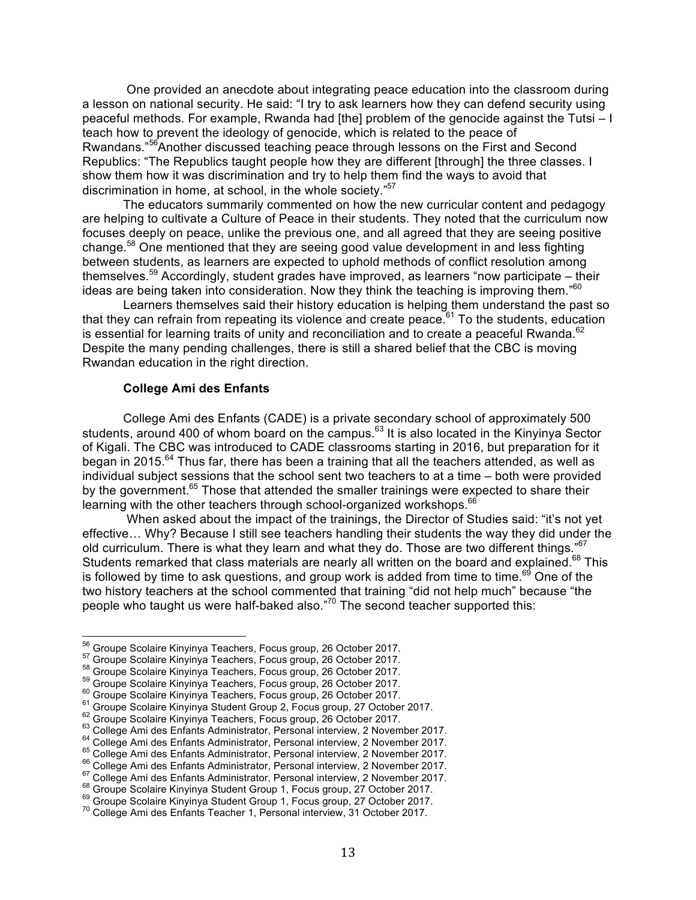One provided an anecdote about integrating peace education into the classroom during a lesson on national security. He said: "I try to ask learners how they can defend security using peaceful methods. For example, Rwanda had [the] problem of the genocide against the Tutsi – I teach how to prevent the ideology of genocide, which is related to the peace of Rwandans."[56]Another discussed teaching peace through lessons on the First and Second Republics: "The Republics taught people how they are different [through] the three classes. I show them how it was discrimination and try to help them find the ways to avoid that discrimination in home, at school, in the whole society."[57]

The educators summarily commented on how the new curricular content and pedagogy are helping to cultivate a Culture of Peace in their students. They noted that the curriculum now focuses deeply on peace, unlike the previous one, and all agreed that they are seeing positive change.[58] One mentioned that they are seeing good value development in and less fighting between students, as learners are expected to uphold methods of conflict resolution among themselves.[59] Accordingly, student grades have improved, as learners "now participate – their ideas are being taken into consideration. Now they think the teaching is improving them."[60]

Learners themselves said their history education is helping them understand the past so that they can refrain from repeating its violence and create peace.[61] To the students, education is essential for learning traits of unity and reconciliation and to create a peaceful Rwanda.[62] Despite the many pending challenges, there is still a shared belief that the CBC is moving Rwandan education in the right direction.

**College Ami des Enfants**

College Ami des Enfants (CADE) is a private secondary school of approximately 500 students, around 400 of whom board on the campus.[63] It is also located in the Kinyinya Sector of Kigali. The CBC was introduced to CADE classrooms starting in 2016, but preparation for it began in 2015.[64] Thus far, there has been a training that all the teachers attended, as well as individual subject sessions that the school sent two teachers to at a time – both were provided by the government.[65] Those that attended the smaller trainings were expected to share their learning with the other teachers through school-organized workshops.[66]

When asked about the impact of the trainings, the Director of Studies said: "it's not yet effective… Why? Because I still see teachers handling their students the way they did under the old curriculum. There is what they learn and what they do. Those are two different things."[67] Students remarked that class materials are nearly all written on the board and explained.[68] This is followed by time to ask questions, and group work is added from time to time.[69] One of the two history teachers at the school commented that training "did not help much" because "the people who taught us were half-baked also."[70] The second teacher supported this:

---

[56] Groupe Scolaire Kinyinya Teachers, Focus group, 26 October 2017.
[57] Groupe Scolaire Kinyinya Teachers, Focus group, 26 October 2017.
[58] Groupe Scolaire Kinyinya Teachers, Focus group, 26 October 2017.
[59] Groupe Scolaire Kinyinya Teachers, Focus group, 26 October 2017.
[60] Groupe Scolaire Kinyinya Teachers, Focus group, 26 October 2017.
[61] Groupe Scolaire Kinyinya Student Group 2, Focus group, 27 October 2017.
[62] Groupe Scolaire Kinyinya Teachers, Focus group, 26 October 2017.
[63] College Ami des Enfants Administrator, Personal interview, 2 November 2017.
[64] College Ami des Enfants Administrator, Personal interview, 2 November 2017.
[65] College Ami des Enfants Administrator, Personal interview, 2 November 2017.
[66] College Ami des Enfants Administrator, Personal interview, 2 November 2017.
[67] College Ami des Enfants Administrator, Personal interview, 2 November 2017.
[68] Groupe Scolaire Kinyinya Student Group 1, Focus group, 27 October 2017.
[69] Groupe Scolaire Kinyinya Student Group 1, Focus group, 27 October 2017.
[70] College Ami des Enfants Teacher 1, Personal interview, 31 October 2017.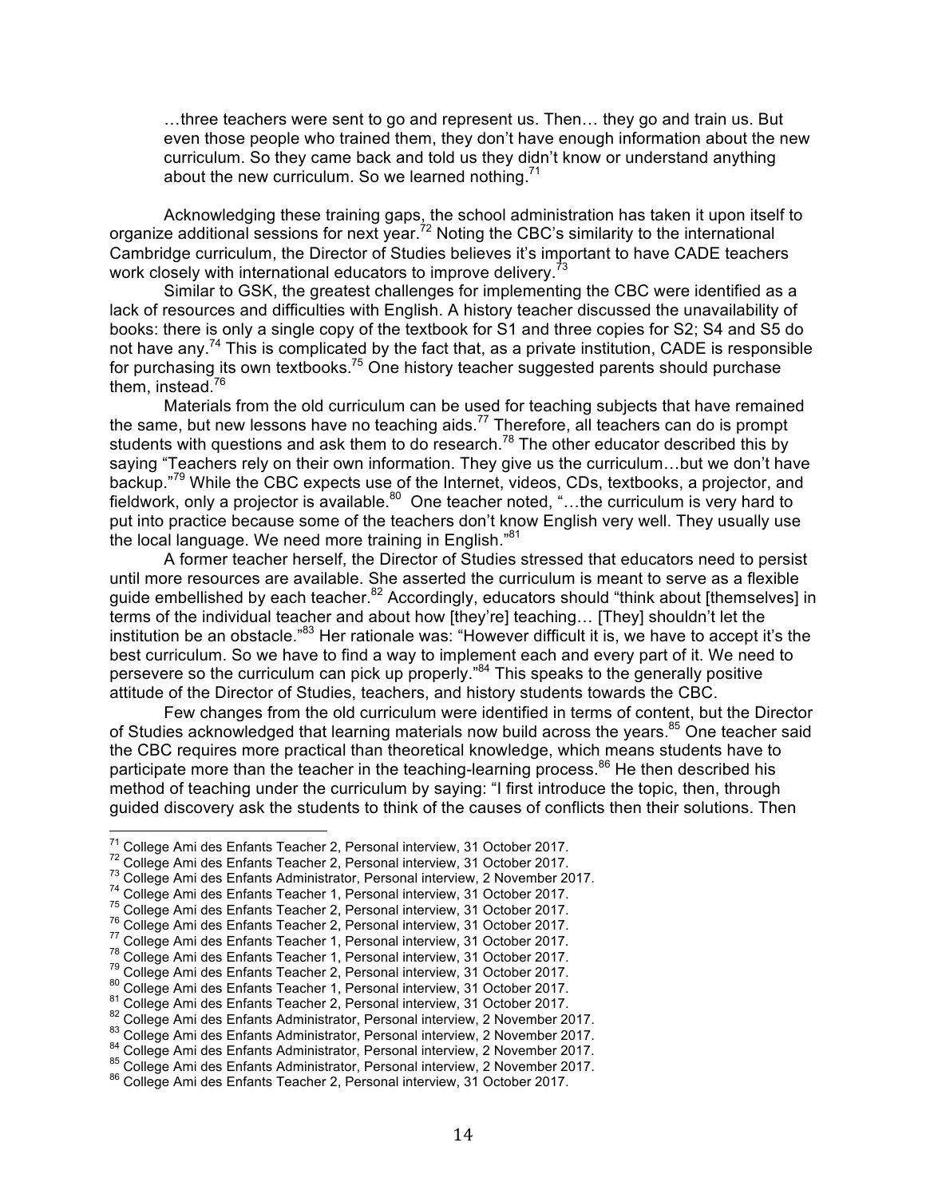> …three teachers were sent to go and represent us. Then… they go and train us. But even those people who trained them, they don't have enough information about the new curriculum. So they came back and told us they didn't know or understand anything about the new curriculum. So we learned nothing.[71]

Acknowledging these training gaps, the school administration has taken it upon itself to organize additional sessions for next year.[72] Noting the CBC's similarity to the international Cambridge curriculum, the Director of Studies believes it's important to have CADE teachers work closely with international educators to improve delivery.[73]

Similar to GSK, the greatest challenges for implementing the CBC were identified as a lack of resources and difficulties with English. A history teacher discussed the unavailability of books: there is only a single copy of the textbook for S1 and three copies for S2; S4 and S5 do not have any.[74] This is complicated by the fact that, as a private institution, CADE is responsible for purchasing its own textbooks.[75] One history teacher suggested parents should purchase them, instead.[76]

Materials from the old curriculum can be used for teaching subjects that have remained the same, but new lessons have no teaching aids.[77] Therefore, all teachers can do is prompt students with questions and ask them to do research.[78] The other educator described this by saying "Teachers rely on their own information. They give us the curriculum…but we don't have backup."[79] While the CBC expects use of the Internet, videos, CDs, textbooks, a projector, and fieldwork, only a projector is available.[80] One teacher noted, "…the curriculum is very hard to put into practice because some of the teachers don't know English very well. They usually use the local language. We need more training in English."[81]

A former teacher herself, the Director of Studies stressed that educators need to persist until more resources are available. She asserted the curriculum is meant to serve as a flexible guide embellished by each teacher.[82] Accordingly, educators should "think about [themselves] in terms of the individual teacher and about how [they're] teaching… [They] shouldn't let the institution be an obstacle."[83] Her rationale was: "However difficult it is, we have to accept it's the best curriculum. So we have to find a way to implement each and every part of it. We need to persevere so the curriculum can pick up properly."[84] This speaks to the generally positive attitude of the Director of Studies, teachers, and history students towards the CBC.

Few changes from the old curriculum were identified in terms of content, but the Director of Studies acknowledged that learning materials now build across the years.[85] One teacher said the CBC requires more practical than theoretical knowledge, which means students have to participate more than the teacher in the teaching-learning process.[86] He then described his method of teaching under the curriculum by saying: "I first introduce the topic, then, through guided discovery ask the students to think of the causes of conflicts then their solutions. Then

---

[71] College Ami des Enfants Teacher 2, Personal interview, 31 October 2017.
[72] College Ami des Enfants Teacher 2, Personal interview, 31 October 2017.
[73] College Ami des Enfants Administrator, Personal interview, 2 November 2017.
[74] College Ami des Enfants Teacher 1, Personal interview, 31 October 2017.
[75] College Ami des Enfants Teacher 2, Personal interview, 31 October 2017.
[76] College Ami des Enfants Teacher 2, Personal interview, 31 October 2017.
[77] College Ami des Enfants Teacher 1, Personal interview, 31 October 2017.
[78] College Ami des Enfants Teacher 1, Personal interview, 31 October 2017.
[79] College Ami des Enfants Teacher 2, Personal interview, 31 October 2017.
[80] College Ami des Enfants Teacher 1, Personal interview, 31 October 2017.
[81] College Ami des Enfants Teacher 2, Personal interview, 31 October 2017.
[82] College Ami des Enfants Administrator, Personal interview, 2 November 2017.
[83] College Ami des Enfants Administrator, Personal interview, 2 November 2017.
[84] College Ami des Enfants Administrator, Personal interview, 2 November 2017.
[85] College Ami des Enfants Administrator, Personal interview, 2 November 2017.
[86] College Ami des Enfants Teacher 2, Personal interview, 31 October 2017.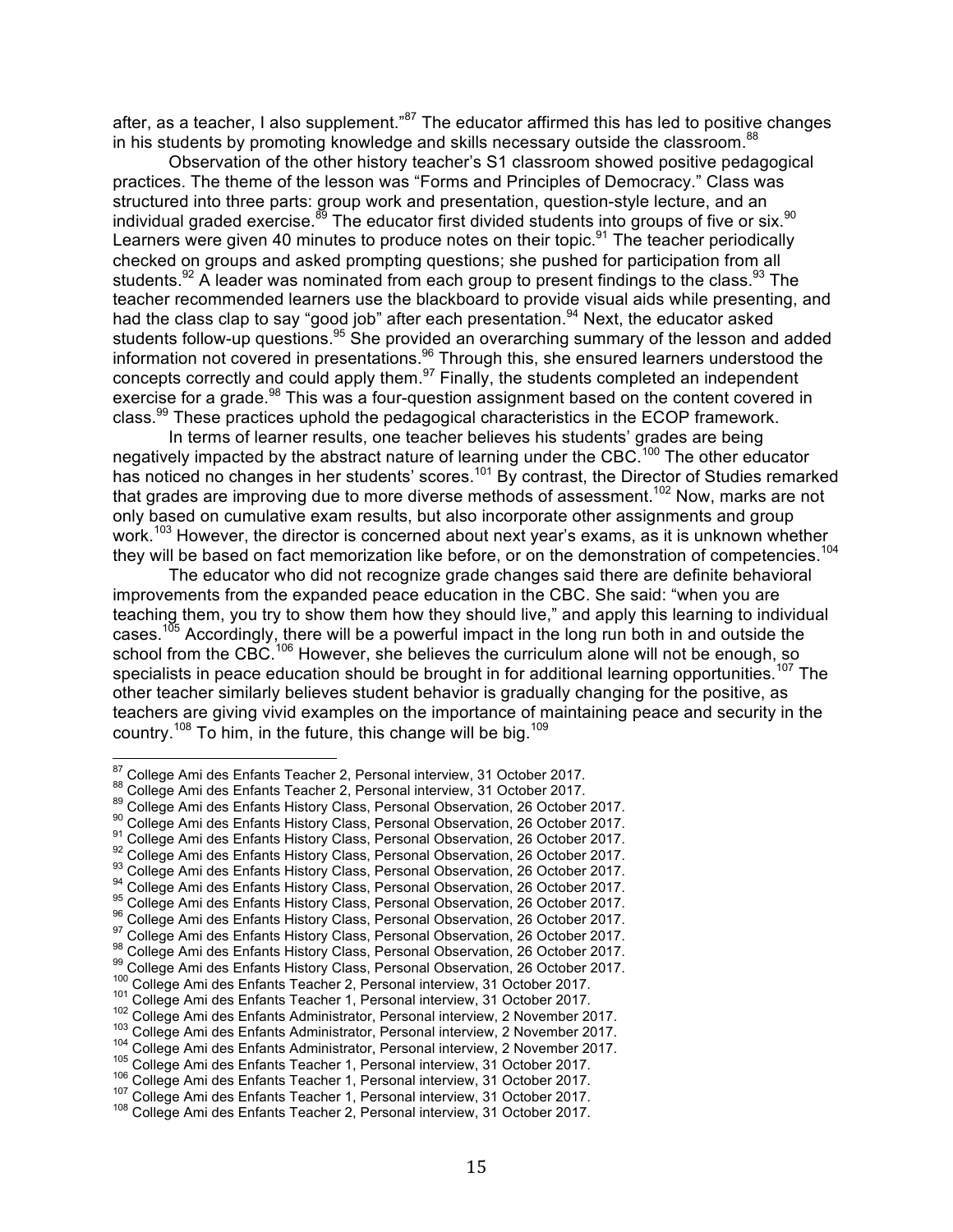after, as a teacher, I also supplement."[87] The educator affirmed this has led to positive changes in his students by promoting knowledge and skills necessary outside the classroom.[88]

Observation of the other history teacher's S1 classroom showed positive pedagogical practices. The theme of the lesson was "Forms and Principles of Democracy." Class was structured into three parts: group work and presentation, question-style lecture, and an individual graded exercise.[89] The educator first divided students into groups of five or six.[90] Learners were given 40 minutes to produce notes on their topic.[91] The teacher periodically checked on groups and asked prompting questions; she pushed for participation from all students.[92] A leader was nominated from each group to present findings to the class.[93] The teacher recommended learners use the blackboard to provide visual aids while presenting, and had the class clap to say "good job" after each presentation.[94] Next, the educator asked students follow-up questions.[95] She provided an overarching summary of the lesson and added information not covered in presentations.[96] Through this, she ensured learners understood the concepts correctly and could apply them.[97] Finally, the students completed an independent exercise for a grade.[98] This was a four-question assignment based on the content covered in class.[99] These practices uphold the pedagogical characteristics in the ECOP framework.

In terms of learner results, one teacher believes his students' grades are being negatively impacted by the abstract nature of learning under the CBC.[100] The other educator has noticed no changes in her students' scores.[101] By contrast, the Director of Studies remarked that grades are improving due to more diverse methods of assessment.[102] Now, marks are not only based on cumulative exam results, but also incorporate other assignments and group work.[103] However, the director is concerned about next year's exams, as it is unknown whether they will be based on fact memorization like before, or on the demonstration of competencies.[104]

The educator who did not recognize grade changes said there are definite behavioral improvements from the expanded peace education in the CBC. She said: "when you are teaching them, you try to show them how they should live," and apply this learning to individual cases.[105] Accordingly, there will be a powerful impact in the long run both in and outside the school from the CBC.[106] However, she believes the curriculum alone will not be enough, so specialists in peace education should be brought in for additional learning opportunities.[107] The other teacher similarly believes student behavior is gradually changing for the positive, as teachers are giving vivid examples on the importance of maintaining peace and security in the country.[108] To him, in the future, this change will be big.[109]

---

[87] College Ami des Enfants Teacher 2, Personal interview, 31 October 2017.
[88] College Ami des Enfants Teacher 2, Personal interview, 31 October 2017.
[89] College Ami des Enfants History Class, Personal Observation, 26 October 2017.
[90] College Ami des Enfants History Class, Personal Observation, 26 October 2017.
[91] College Ami des Enfants History Class, Personal Observation, 26 October 2017.
[92] College Ami des Enfants History Class, Personal Observation, 26 October 2017.
[93] College Ami des Enfants History Class, Personal Observation, 26 October 2017.
[94] College Ami des Enfants History Class, Personal Observation, 26 October 2017.
[95] College Ami des Enfants History Class, Personal Observation, 26 October 2017.
[96] College Ami des Enfants History Class, Personal Observation, 26 October 2017.
[97] College Ami des Enfants History Class, Personal Observation, 26 October 2017.
[98] College Ami des Enfants History Class, Personal Observation, 26 October 2017.
[99] College Ami des Enfants History Class, Personal Observation, 26 October 2017.
[100] College Ami des Enfants Teacher 2, Personal interview, 31 October 2017.
[101] College Ami des Enfants Teacher 1, Personal interview, 31 October 2017.
[102] College Ami des Enfants Administrator, Personal interview, 2 November 2017.
[103] College Ami des Enfants Administrator, Personal interview, 2 November 2017.
[104] College Ami des Enfants Administrator, Personal interview, 2 November 2017.
[105] College Ami des Enfants Teacher 1, Personal interview, 31 October 2017.
[106] College Ami des Enfants Teacher 1, Personal interview, 31 October 2017.
[107] College Ami des Enfants Teacher 1, Personal interview, 31 October 2017.
[108] College Ami des Enfants Teacher 2, Personal interview, 31 October 2017.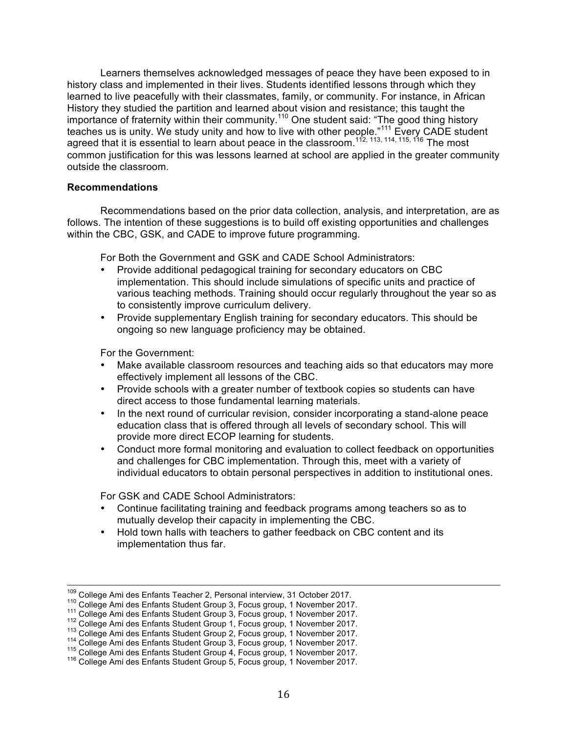Learners themselves acknowledged messages of peace they have been exposed to in history class and implemented in their lives. Students identified lessons through which they learned to live peacefully with their classmates, family, or community. For instance, in African History they studied the partition and learned about vision and resistance; this taught the importance of fraternity within their community.[110] One student said: "The good thing history teaches us is unity. We study unity and how to live with other people."[111] Every CADE student agreed that it is essential to learn about peace in the classroom.[112, 113, 114, 115, 116] The most common justification for this was lessons learned at school are applied in the greater community outside the classroom.

**Recommendations**

Recommendations based on the prior data collection, analysis, and interpretation, are as follows. The intention of these suggestions is to build off existing opportunities and challenges within the CBC, GSK, and CADE to improve future programming.

For Both the Government and GSK and CADE School Administrators:

- Provide additional pedagogical training for secondary educators on CBC implementation. This should include simulations of specific units and practice of various teaching methods. Training should occur regularly throughout the year so as to consistently improve curriculum delivery.
- Provide supplementary English training for secondary educators. This should be ongoing so new language proficiency may be obtained.

For the Government:

- Make available classroom resources and teaching aids so that educators may more effectively implement all lessons of the CBC.
- Provide schools with a greater number of textbook copies so students can have direct access to those fundamental learning materials.
- In the next round of curricular revision, consider incorporating a stand-alone peace education class that is offered through all levels of secondary school. This will provide more direct ECOP learning for students.
- Conduct more formal monitoring and evaluation to collect feedback on opportunities and challenges for CBC implementation. Through this, meet with a variety of individual educators to obtain personal perspectives in addition to institutional ones.

For GSK and CADE School Administrators:

- Continue facilitating training and feedback programs among teachers so as to mutually develop their capacity in implementing the CBC.
- Hold town halls with teachers to gather feedback on CBC content and its implementation thus far.

---

[109] College Ami des Enfants Teacher 2, Personal interview, 31 October 2017.
[110] College Ami des Enfants Student Group 3, Focus group, 1 November 2017.
[111] College Ami des Enfants Student Group 3, Focus group, 1 November 2017.
[112] College Ami des Enfants Student Group 1, Focus group, 1 November 2017.
[113] College Ami des Enfants Student Group 2, Focus group, 1 November 2017.
[114] College Ami des Enfants Student Group 3, Focus group, 1 November 2017.
[115] College Ami des Enfants Student Group 4, Focus group, 1 November 2017.
[116] College Ami des Enfants Student Group 5, Focus group, 1 November 2017.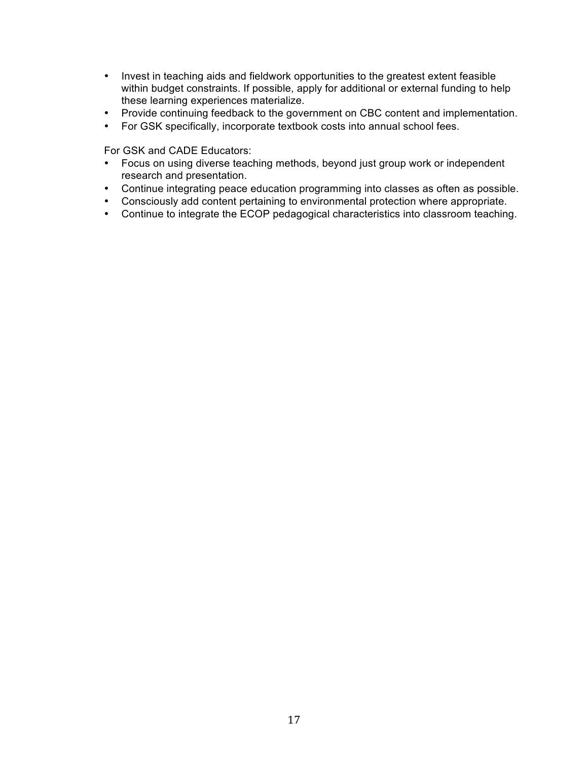- Invest in teaching aids and fieldwork opportunities to the greatest extent feasible within budget constraints. If possible, apply for additional or external funding to help these learning experiences materialize.
- Provide continuing feedback to the government on CBC content and implementation.
- For GSK specifically, incorporate textbook costs into annual school fees.

For GSK and CADE Educators:

- Focus on using diverse teaching methods, beyond just group work or independent research and presentation.
- Continue integrating peace education programming into classes as often as possible.
- Consciously add content pertaining to environmental protection where appropriate.
- Continue to integrate the ECOP pedagogical characteristics into classroom teaching.